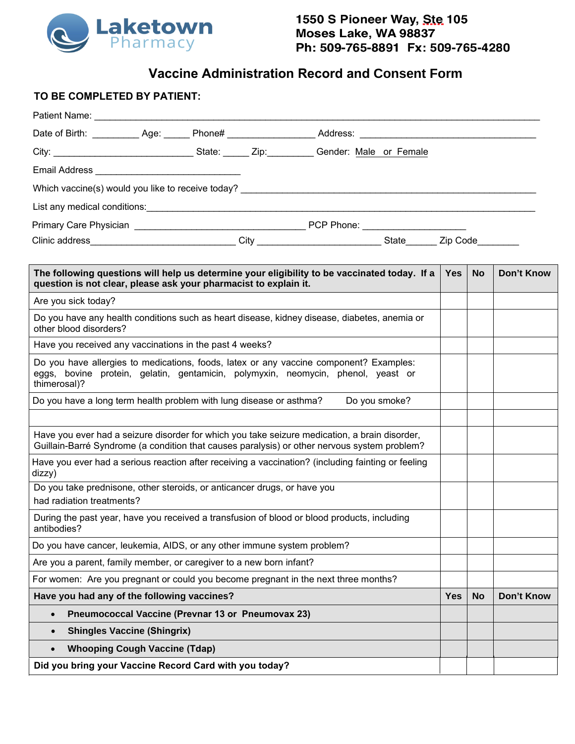Laketown Pharmacy

1550 S Pioneer Way, Ste 105
Moses Lake, WA 98837
Ph: 509-765-8891 Fx: 509-765-4280

# Vaccine Administration Record and Consent Form

**TO BE COMPLETED BY PATIENT:**

Patient Name: ______________________________________________________________________________

Date of Birth: _________ Age: _____ Phone# ________________ Address: __________________________________

City: ___________________________ State: _____ Zip:_________ Gender: Male or Female

Email Address ____________________________

Which vaccine(s) would you like to receive today? _________________________________________________________

List any medical conditions:___________________________________________________________________________

Primary Care Physician _________________________________ PCP Phone: ____________________

Clinic address____________________________ City ________________________ State______ Zip Code________

| **The following questions will help us determine your eligibility to be vaccinated today. If a question is not clear, please ask your pharmacist to explain it.** | **Yes** | **No** | **Don't Know** |
|---|---|---|---|
| Are you sick today? | | | |
| Do you have any health conditions such as heart disease, kidney disease, diabetes, anemia or other blood disorders? | | | |
| Have you received any vaccinations in the past 4 weeks? | | | |
| Do you have allergies to medications, foods, latex or any vaccine component? Examples: eggs, bovine protein, gelatin, gentamicin, polymyxin, neomycin, phenol, yeast or thimerosal)? | | | |
| Do you have a long term health problem with lung disease or asthma? Do you smoke? | | | |
| | | | |
| Have you ever had a seizure disorder for which you take seizure medication, a brain disorder, Guillain-Barré Syndrome (a condition that causes paralysis) or other nervous system problem? | | | |
| Have you ever had a serious reaction after receiving a vaccination? (including fainting or feeling dizzy) | | | |
| Do you take prednisone, other steroids, or anticancer drugs, or have you had radiation treatments? | | | |
| During the past year, have you received a transfusion of blood or blood products, including antibodies? | | | |
| Do you have cancer, leukemia, AIDS, or any other immune system problem? | | | |
| Are you a parent, family member, or caregiver to a new born infant? | | | |
| For women: Are you pregnant or could you become pregnant in the next three months? | | | |
| **Have you had any of the following vaccines?** | **Yes** | **No** | **Don't Know** |
| • **Pneumococcal Vaccine (Prevnar 13 or Pneumovax 23)** | | | |
| • **Shingles Vaccine (Shingrix)** | | | |
| • **Whooping Cough Vaccine (Tdap)** | | | |
| **Did you bring your Vaccine Record Card with you today?** | | | |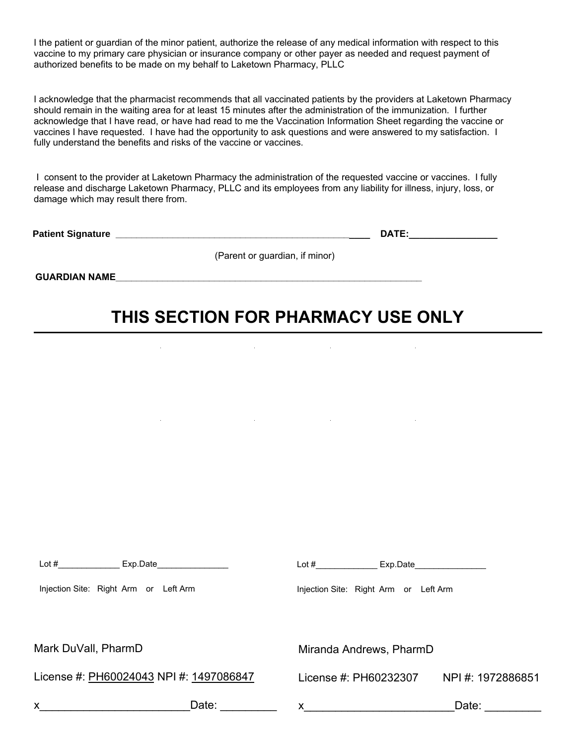I the patient or guardian of the minor patient, authorize the release of any medical information with respect to this vaccine to my primary care physician or insurance company or other payer as needed and request payment of authorized benefits to be made on my behalf to Laketown Pharmacy, PLLC

I acknowledge that the pharmacist recommends that all vaccinated patients by the providers at Laketown Pharmacy should remain in the waiting area for at least 15 minutes after the administration of the immunization. I further acknowledge that I have read, or have had read to me the Vaccination Information Sheet regarding the vaccine or vaccines I have requested. I have had the opportunity to ask questions and were answered to my satisfaction. I fully understand the benefits and risks of the vaccine or vaccines.

I consent to the provider at Laketown Pharmacy the administration of the requested vaccine or vaccines. I fully release and discharge Laketown Pharmacy, PLLC and its employees from any liability for illness, injury, loss, or damage which may result there from.

**Patient Signature** ____________________________________________ **DATE:**________________

(Parent or guardian, if minor)

**GUARDIAN NAME**__________________________________________________________

# THIS SECTION FOR PHARMACY USE ONLY

Lot #____________ Exp.Date______________

Injection Site: Right Arm or Left Arm

Lot #____________ Exp.Date______________

Injection Site: Right Arm or Left Arm

Mark DuVall, PharmD

License #: PH60024043 NPI #: 1497086847

x_______________________Date: _________

Miranda Andrews, PharmD

License #: PH60232307 NPI #: 1972886851

x_______________________Date: _________